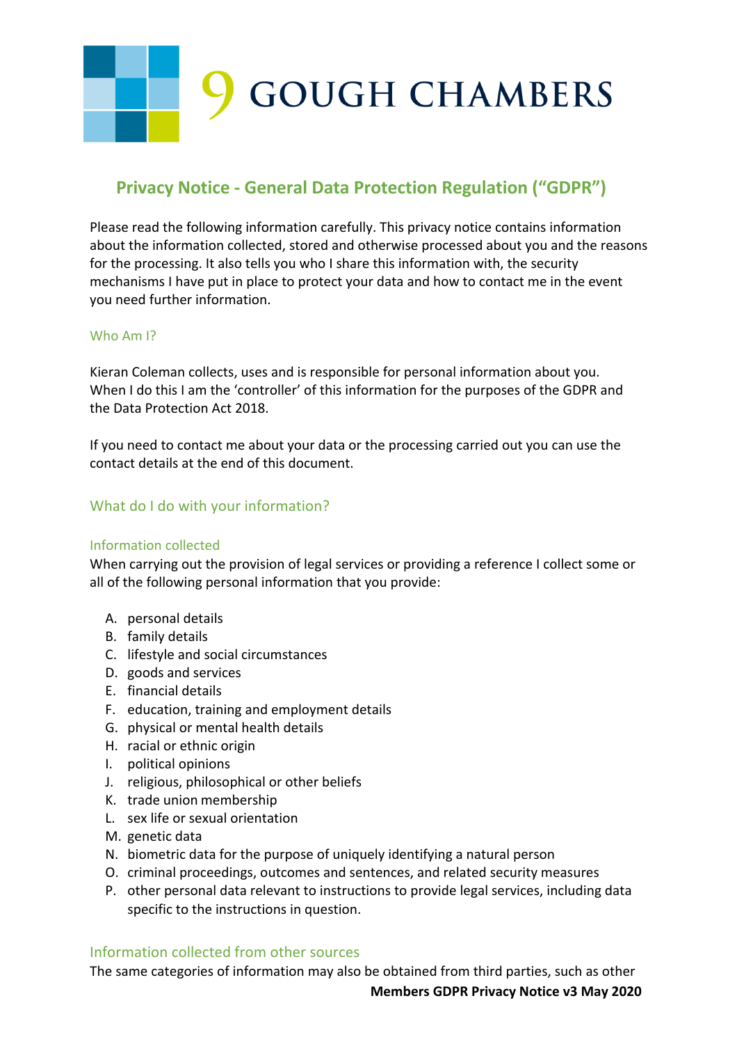# 9 GOUGH CHAMBERS

## Privacy Notice - General Data Protection Regulation ("GDPR")

Please read the following information carefully. This privacy notice contains information about the information collected, stored and otherwise processed about you and the reasons for the processing. It also tells you who I share this information with, the security mechanisms I have put in place to protect your data and how to contact me in the event you need further information.

### Who Am I?

Kieran Coleman collects, uses and is responsible for personal information about you. When I do this I am the 'controller' of this information for the purposes of the GDPR and the Data Protection Act 2018.

If you need to contact me about your data or the processing carried out you can use the contact details at the end of this document.

## What do I do with your information?

### Information collected

When carrying out the provision of legal services or providing a reference I collect some or all of the following personal information that you provide:

A. personal details
B. family details
C. lifestyle and social circumstances
D. goods and services
E. financial details
F. education, training and employment details
G. physical or mental health details
H. racial or ethnic origin
I. political opinions
J. religious, philosophical or other beliefs
K. trade union membership
L. sex life or sexual orientation
M. genetic data
N. biometric data for the purpose of uniquely identifying a natural person
O. criminal proceedings, outcomes and sentences, and related security measures
P. other personal data relevant to instructions to provide legal services, including data specific to the instructions in question.

### Information collected from other sources

The same categories of information may also be obtained from third parties, such as other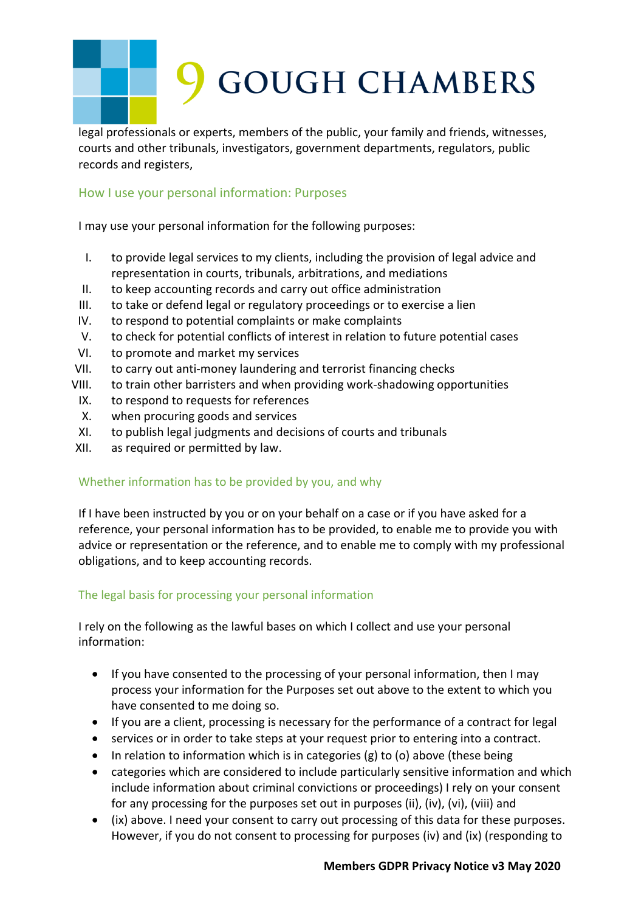legal professionals or experts, members of the public, your family and friends, witnesses, courts and other tribunals, investigators, government departments, regulators, public records and registers,

## How I use your personal information: Purposes

I may use your personal information for the following purposes:

I. to provide legal services to my clients, including the provision of legal advice and representation in courts, tribunals, arbitrations, and mediations
II. to keep accounting records and carry out office administration
III. to take or defend legal or regulatory proceedings or to exercise a lien
IV. to respond to potential complaints or make complaints
V. to check for potential conflicts of interest in relation to future potential cases
VI. to promote and market my services
VII. to carry out anti-money laundering and terrorist financing checks
VIII. to train other barristers and when providing work-shadowing opportunities
IX. to respond to requests for references
X. when procuring goods and services
XI. to publish legal judgments and decisions of courts and tribunals
XII. as required or permitted by law.

## Whether information has to be provided by you, and why

If I have been instructed by you or on your behalf on a case or if you have asked for a reference, your personal information has to be provided, to enable me to provide you with advice or representation or the reference, and to enable me to comply with my professional obligations, and to keep accounting records.

## The legal basis for processing your personal information

I rely on the following as the lawful bases on which I collect and use your personal information:

- If you have consented to the processing of your personal information, then I may process your information for the Purposes set out above to the extent to which you have consented to me doing so.
- If you are a client, processing is necessary for the performance of a contract for legal
- services or in order to take steps at your request prior to entering into a contract.
- In relation to information which is in categories (g) to (o) above (these being
- categories which are considered to include particularly sensitive information and which include information about criminal convictions or proceedings) I rely on your consent for any processing for the purposes set out in purposes (ii), (iv), (vi), (viii) and
- (ix) above. I need your consent to carry out processing of this data for these purposes. However, if you do not consent to processing for purposes (iv) and (ix) (responding to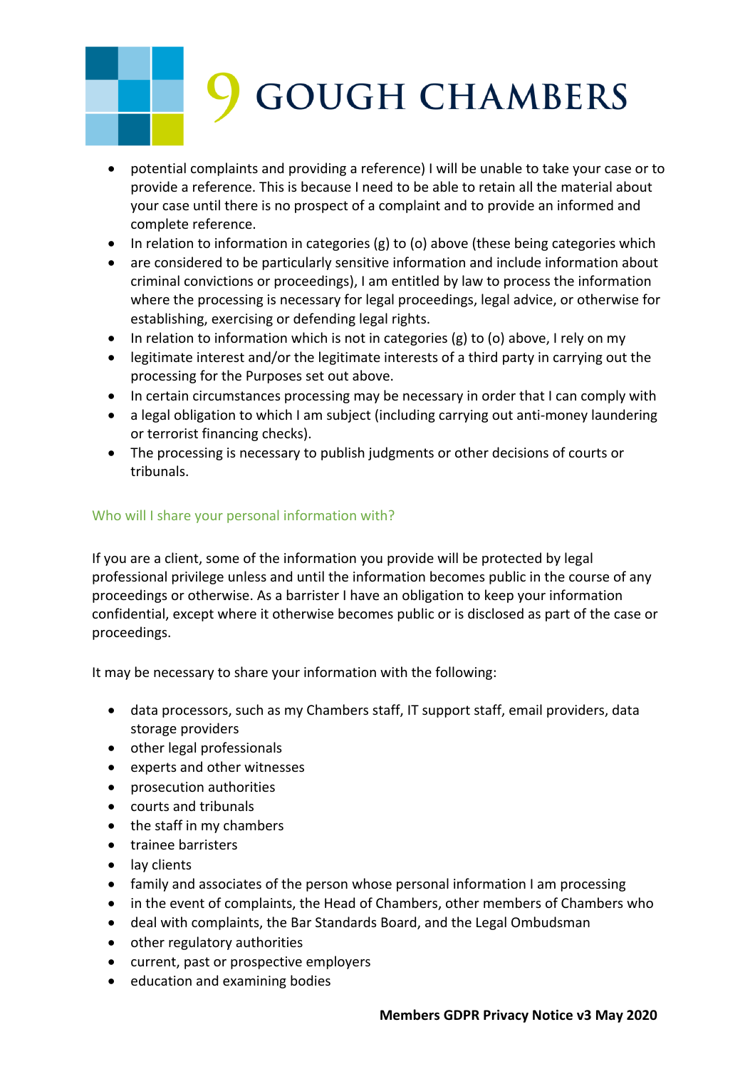- potential complaints and providing a reference) I will be unable to take your case or to provide a reference. This is because I need to be able to retain all the material about your case until there is no prospect of a complaint and to provide an informed and complete reference.
- In relation to information in categories (g) to (o) above (these being categories which
- are considered to be particularly sensitive information and include information about criminal convictions or proceedings), I am entitled by law to process the information where the processing is necessary for legal proceedings, legal advice, or otherwise for establishing, exercising or defending legal rights.
- In relation to information which is not in categories (g) to (o) above, I rely on my
- legitimate interest and/or the legitimate interests of a third party in carrying out the processing for the Purposes set out above.
- In certain circumstances processing may be necessary in order that I can comply with
- a legal obligation to which I am subject (including carrying out anti-money laundering or terrorist financing checks).
- The processing is necessary to publish judgments or other decisions of courts or tribunals.

## Who will I share your personal information with?

If you are a client, some of the information you provide will be protected by legal professional privilege unless and until the information becomes public in the course of any proceedings or otherwise. As a barrister I have an obligation to keep your information confidential, except where it otherwise becomes public or is disclosed as part of the case or proceedings.

It may be necessary to share your information with the following:

- data processors, such as my Chambers staff, IT support staff, email providers, data storage providers
- other legal professionals
- experts and other witnesses
- prosecution authorities
- courts and tribunals
- the staff in my chambers
- trainee barristers
- lay clients
- family and associates of the person whose personal information I am processing
- in the event of complaints, the Head of Chambers, other members of Chambers who
- deal with complaints, the Bar Standards Board, and the Legal Ombudsman
- other regulatory authorities
- current, past or prospective employers
- education and examining bodies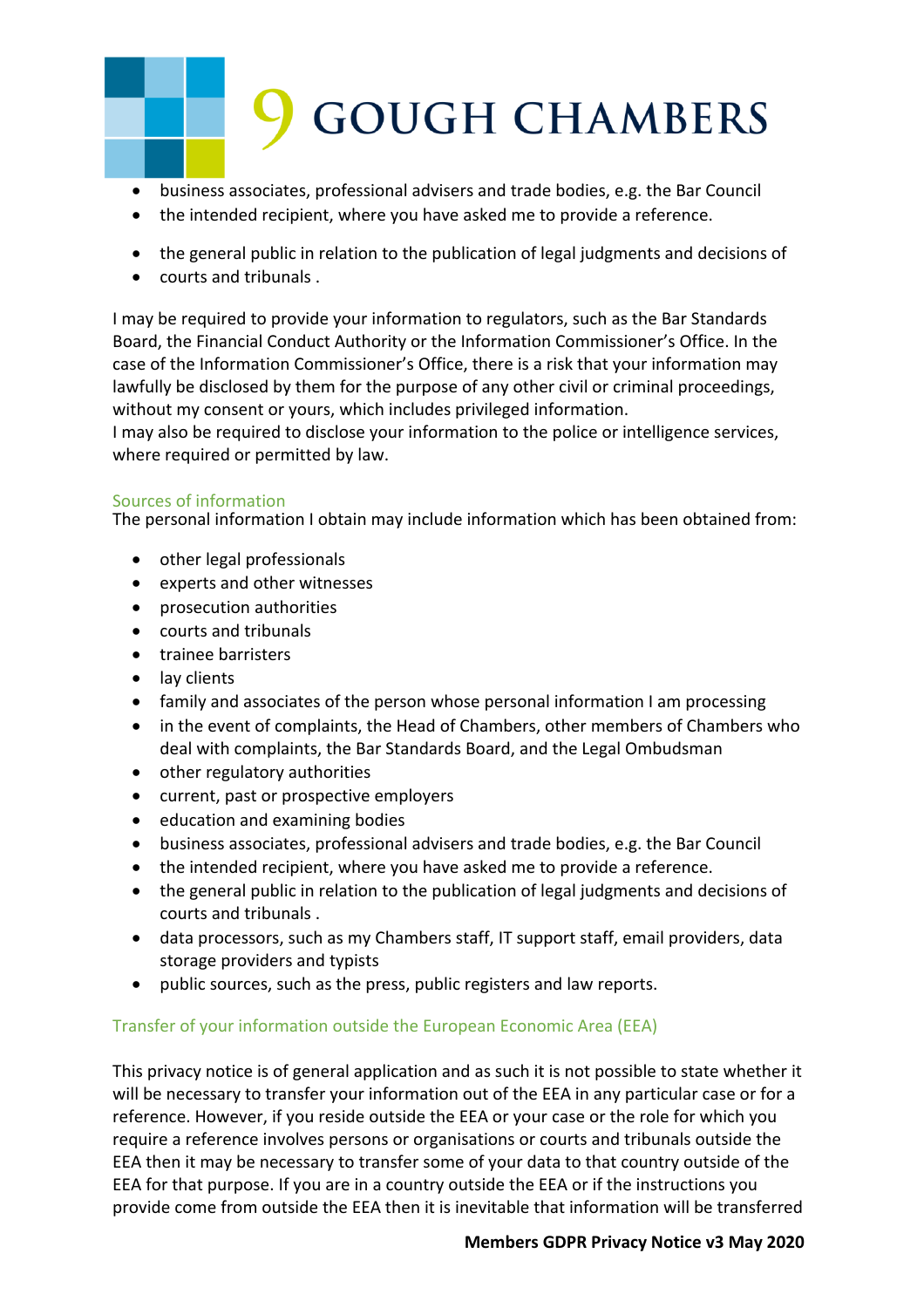- business associates, professional advisers and trade bodies, e.g. the Bar Council
- the intended recipient, where you have asked me to provide a reference.

- the general public in relation to the publication of legal judgments and decisions of
- courts and tribunals .

I may be required to provide your information to regulators, such as the Bar Standards Board, the Financial Conduct Authority or the Information Commissioner's Office. In the case of the Information Commissioner's Office, there is a risk that your information may lawfully be disclosed by them for the purpose of any other civil or criminal proceedings, without my consent or yours, which includes privileged information.
I may also be required to disclose your information to the police or intelligence services, where required or permitted by law.

## Sources of information

The personal information I obtain may include information which has been obtained from:

- other legal professionals
- experts and other witnesses
- prosecution authorities
- courts and tribunals
- trainee barristers
- lay clients
- family and associates of the person whose personal information I am processing
- in the event of complaints, the Head of Chambers, other members of Chambers who deal with complaints, the Bar Standards Board, and the Legal Ombudsman
- other regulatory authorities
- current, past or prospective employers
- education and examining bodies
- business associates, professional advisers and trade bodies, e.g. the Bar Council
- the intended recipient, where you have asked me to provide a reference.
- the general public in relation to the publication of legal judgments and decisions of courts and tribunals .
- data processors, such as my Chambers staff, IT support staff, email providers, data storage providers and typists
- public sources, such as the press, public registers and law reports.

## Transfer of your information outside the European Economic Area (EEA)

This privacy notice is of general application and as such it is not possible to state whether it will be necessary to transfer your information out of the EEA in any particular case or for a reference. However, if you reside outside the EEA or your case or the role for which you require a reference involves persons or organisations or courts and tribunals outside the EEA then it may be necessary to transfer some of your data to that country outside of the EEA for that purpose. If you are in a country outside the EEA or if the instructions you provide come from outside the EEA then it is inevitable that information will be transferred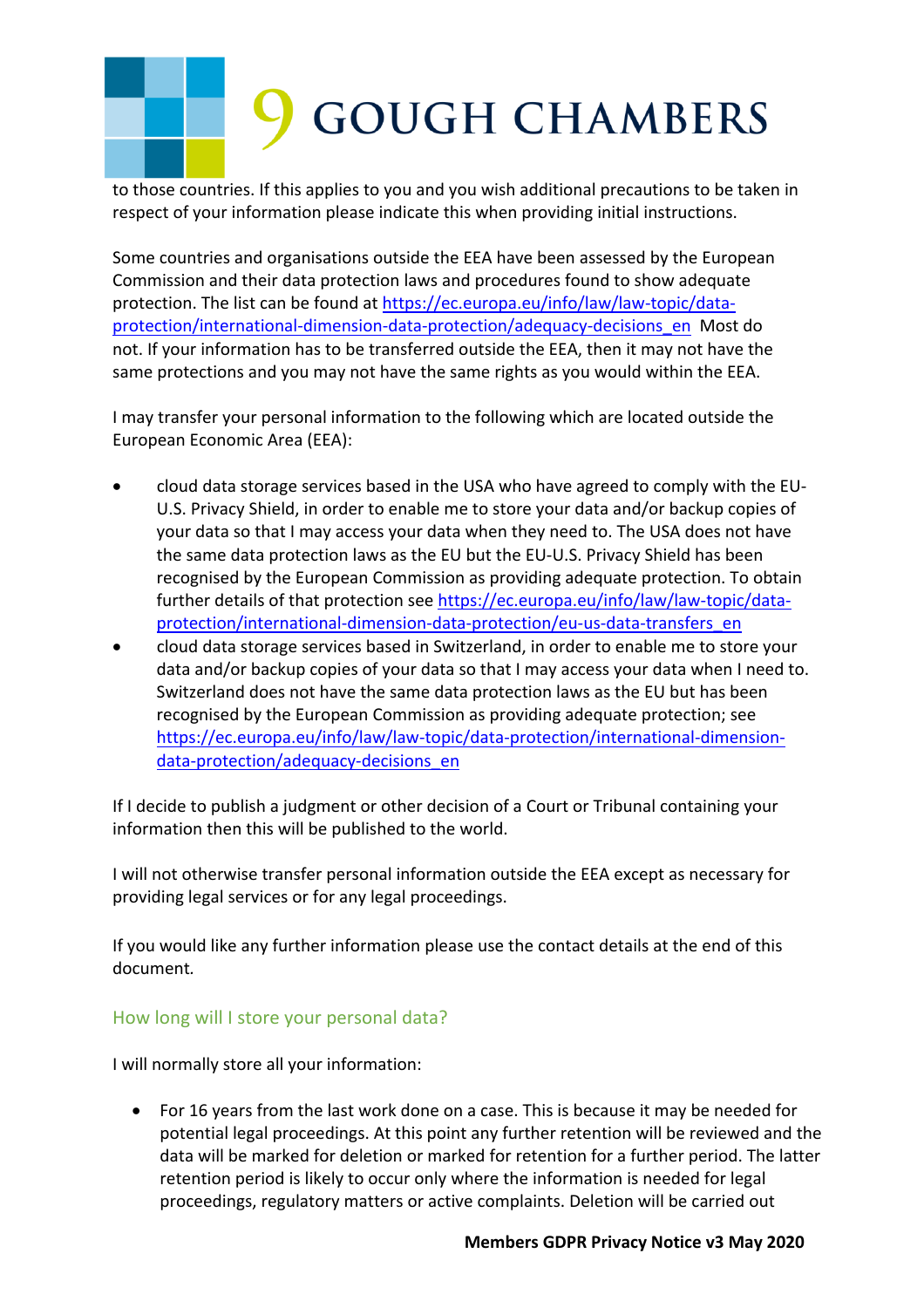to those countries. If this applies to you and you wish additional precautions to be taken in respect of your information please indicate this when providing initial instructions.

Some countries and organisations outside the EEA have been assessed by the European Commission and their data protection laws and procedures found to show adequate protection. The list can be found at https://ec.europa.eu/info/law/law-topic/data-protection/international-dimension-data-protection/adequacy-decisions_en Most do not. If your information has to be transferred outside the EEA, then it may not have the same protections and you may not have the same rights as you would within the EEA.

I may transfer your personal information to the following which are located outside the European Economic Area (EEA):

- cloud data storage services based in the USA who have agreed to comply with the EU-U.S. Privacy Shield, in order to enable me to store your data and/or backup copies of your data so that I may access your data when they need to. The USA does not have the same data protection laws as the EU but the EU-U.S. Privacy Shield has been recognised by the European Commission as providing adequate protection. To obtain further details of that protection see https://ec.europa.eu/info/law/law-topic/data-protection/international-dimension-data-protection/eu-us-data-transfers_en
- cloud data storage services based in Switzerland, in order to enable me to store your data and/or backup copies of your data so that I may access your data when I need to. Switzerland does not have the same data protection laws as the EU but has been recognised by the European Commission as providing adequate protection; see https://ec.europa.eu/info/law/law-topic/data-protection/international-dimension-data-protection/adequacy-decisions_en

If I decide to publish a judgment or other decision of a Court or Tribunal containing your information then this will be published to the world.

I will not otherwise transfer personal information outside the EEA except as necessary for providing legal services or for any legal proceedings.

If you would like any further information please use the contact details at the end of this document.

## How long will I store your personal data?

I will normally store all your information:

- For 16 years from the last work done on a case. This is because it may be needed for potential legal proceedings. At this point any further retention will be reviewed and the data will be marked for deletion or marked for retention for a further period. The latter retention period is likely to occur only where the information is needed for legal proceedings, regulatory matters or active complaints. Deletion will be carried out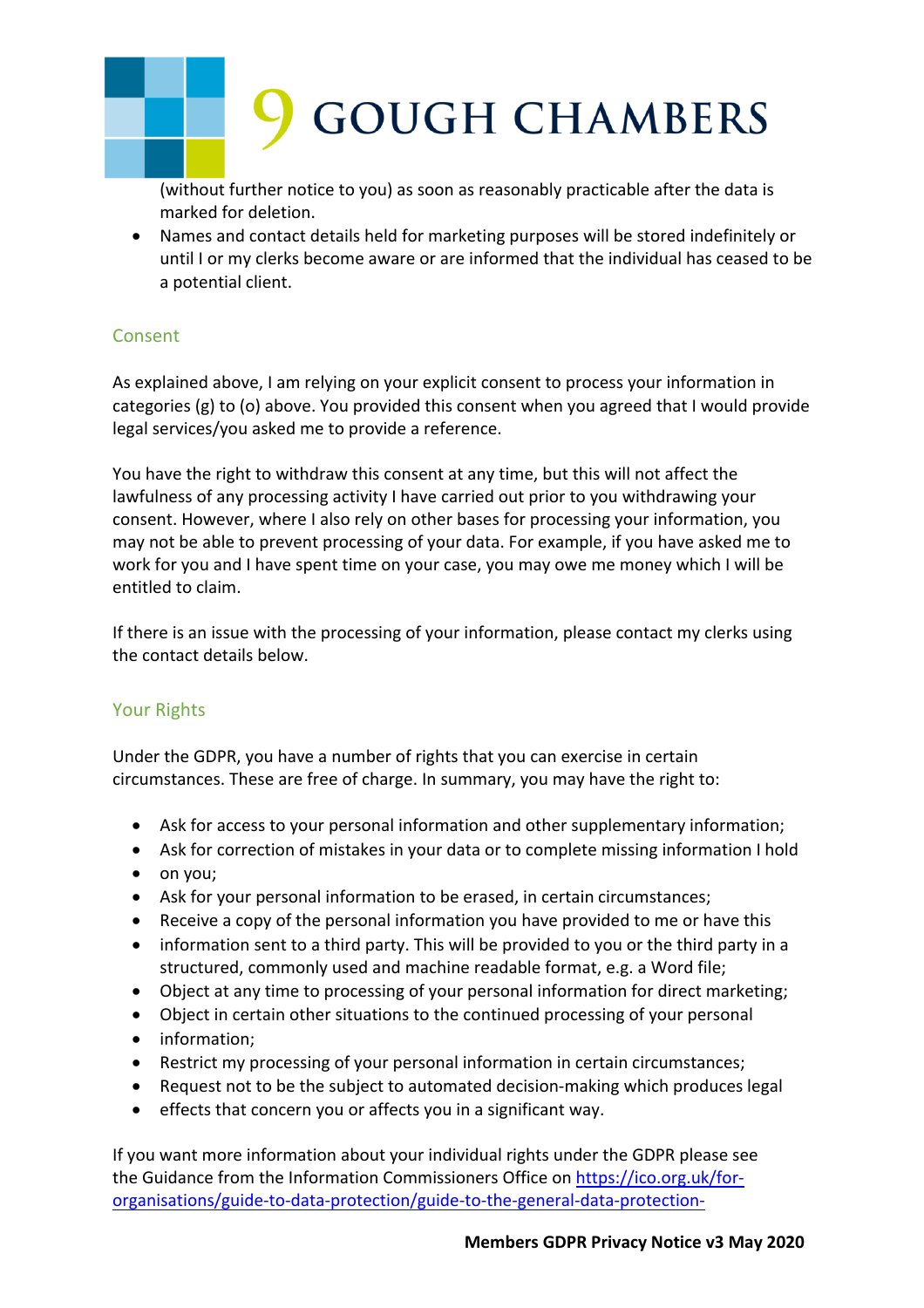(without further notice to you) as soon as reasonably practicable after the data is marked for deletion.

- Names and contact details held for marketing purposes will be stored indefinitely or until I or my clerks become aware or are informed that the individual has ceased to be a potential client.

## Consent

As explained above, I am relying on your explicit consent to process your information in categories (g) to (o) above. You provided this consent when you agreed that I would provide legal services/you asked me to provide a reference.

You have the right to withdraw this consent at any time, but this will not affect the lawfulness of any processing activity I have carried out prior to you withdrawing your consent. However, where I also rely on other bases for processing your information, you may not be able to prevent processing of your data. For example, if you have asked me to work for you and I have spent time on your case, you may owe me money which I will be entitled to claim.

If there is an issue with the processing of your information, please contact my clerks using the contact details below.

## Your Rights

Under the GDPR, you have a number of rights that you can exercise in certain circumstances. These are free of charge. In summary, you may have the right to:

- Ask for access to your personal information and other supplementary information;
- Ask for correction of mistakes in your data or to complete missing information I hold
- on you;
- Ask for your personal information to be erased, in certain circumstances;
- Receive a copy of the personal information you have provided to me or have this
- information sent to a third party. This will be provided to you or the third party in a structured, commonly used and machine readable format, e.g. a Word file;
- Object at any time to processing of your personal information for direct marketing;
- Object in certain other situations to the continued processing of your personal
- information;
- Restrict my processing of your personal information in certain circumstances;
- Request not to be the subject to automated decision-making which produces legal
- effects that concern you or affects you in a significant way.

If you want more information about your individual rights under the GDPR please see the Guidance from the Information Commissioners Office on https://ico.org.uk/for-organisations/guide-to-data-protection/guide-to-the-general-data-protection-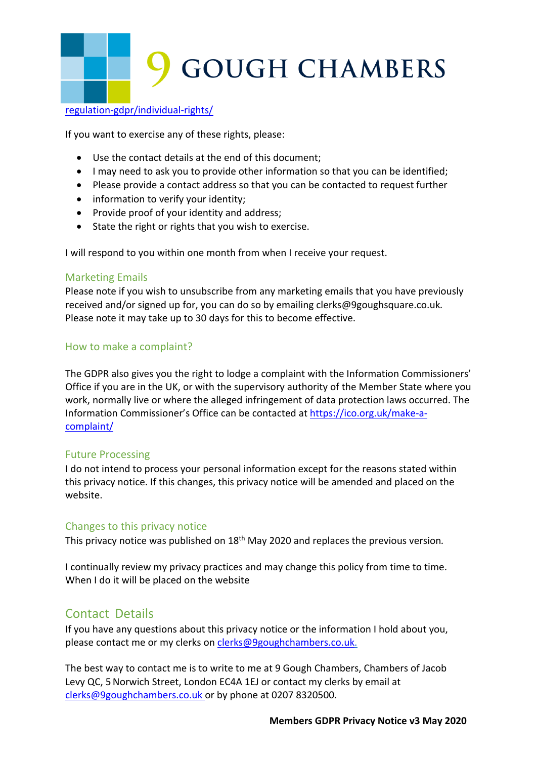regulation-gdpr/individual-rights/

If you want to exercise any of these rights, please:

- Use the contact details at the end of this document;
- I may need to ask you to provide other information so that you can be identified;
- Please provide a contact address so that you can be contacted to request further
- information to verify your identity;
- Provide proof of your identity and address;
- State the right or rights that you wish to exercise.

I will respond to you within one month from when I receive your request.

### Marketing Emails

Please note if you wish to unsubscribe from any marketing emails that you have previously received and/or signed up for, you can do so by emailing clerks@9goughsquare.co.uk. Please note it may take up to 30 days for this to become effective.

### How to make a complaint?

The GDPR also gives you the right to lodge a complaint with the Information Commissioners' Office if you are in the UK, or with the supervisory authority of the Member State where you work, normally live or where the alleged infringement of data protection laws occurred. The Information Commissioner's Office can be contacted at https://ico.org.uk/make-a-complaint/

### Future Processing

I do not intend to process your personal information except for the reasons stated within this privacy notice. If this changes, this privacy notice will be amended and placed on the website.

### Changes to this privacy notice

This privacy notice was published on 18th May 2020 and replaces the previous version.

I continually review my privacy practices and may change this policy from time to time. When I do it will be placed on the website

## Contact Details

If you have any questions about this privacy notice or the information I hold about you, please contact me or my clerks on clerks@9goughchambers.co.uk.

The best way to contact me is to write to me at 9 Gough Chambers, Chambers of Jacob Levy QC, 5 Norwich Street, London EC4A 1EJ or contact my clerks by email at clerks@9goughchambers.co.uk or by phone at 0207 8320500.

**Members GDPR Privacy Notice v3 May 2020**